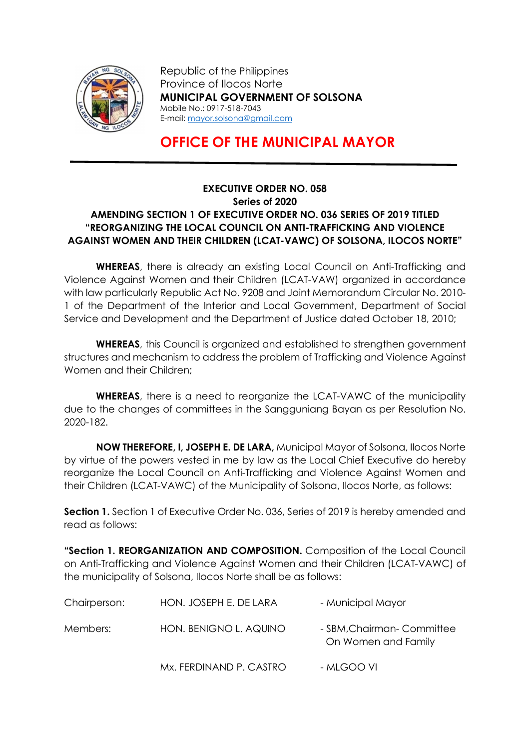Republic of the Philippines
Province of Ilocos Norte
**MUNICIPAL GOVERNMENT OF SOLSONA**
Mobile No.: 0917-518-7043
E-mail: mayor.solsona@gmail.com

# OFFICE OF THE MUNICIPAL MAYOR

**EXECUTIVE ORDER NO. 058**
**Series of 2020**
**AMENDING SECTION 1 OF EXECUTIVE ORDER NO. 036 SERIES OF 2019 TITLED "REORGANIZING THE LOCAL COUNCIL ON ANTI-TRAFFICKING AND VIOLENCE AGAINST WOMEN AND THEIR CHILDREN (LCAT-VAWC) OF SOLSONA, ILOCOS NORTE"**

**WHEREAS**, there is already an existing Local Council on Anti-Trafficking and Violence Against Women and their Children (LCAT-VAW) organized in accordance with law particularly Republic Act No. 9208 and Joint Memorandum Circular No. 2010-1 of the Department of the Interior and Local Government, Department of Social Service and Development and the Department of Justice dated October 18, 2010;

**WHEREAS**, this Council is organized and established to strengthen government structures and mechanism to address the problem of Trafficking and Violence Against Women and their Children;

**WHEREAS**, there is a need to reorganize the LCAT-VAWC of the municipality due to the changes of committees in the Sangguniang Bayan as per Resolution No. 2020-182.

**NOW THEREFORE, I, JOSEPH E. DE LARA,** Municipal Mayor of Solsona, Ilocos Norte by virtue of the powers vested in me by law as the Local Chief Executive do hereby reorganize the Local Council on Anti-Trafficking and Violence Against Women and their Children (LCAT-VAWC) of the Municipality of Solsona, Ilocos Norte, as follows:

**Section 1.** Section 1 of Executive Order No. 036, Series of 2019 is hereby amended and read as follows:

**"Section 1. REORGANIZATION AND COMPOSITION.** Composition of the Local Council on Anti-Trafficking and Violence Against Women and their Children (LCAT-VAWC) of the municipality of Solsona, Ilocos Norte shall be as follows:

| | | |
|---|---|---|
| Chairperson: | HON. JOSEPH E. DE LARA | - Municipal Mayor |
| Members: | HON. BENIGNO L. AQUINO | - SBM,Chairman- Committee On Women and Family |
| | Mx. FERDINAND P. CASTRO | - MLGOO VI |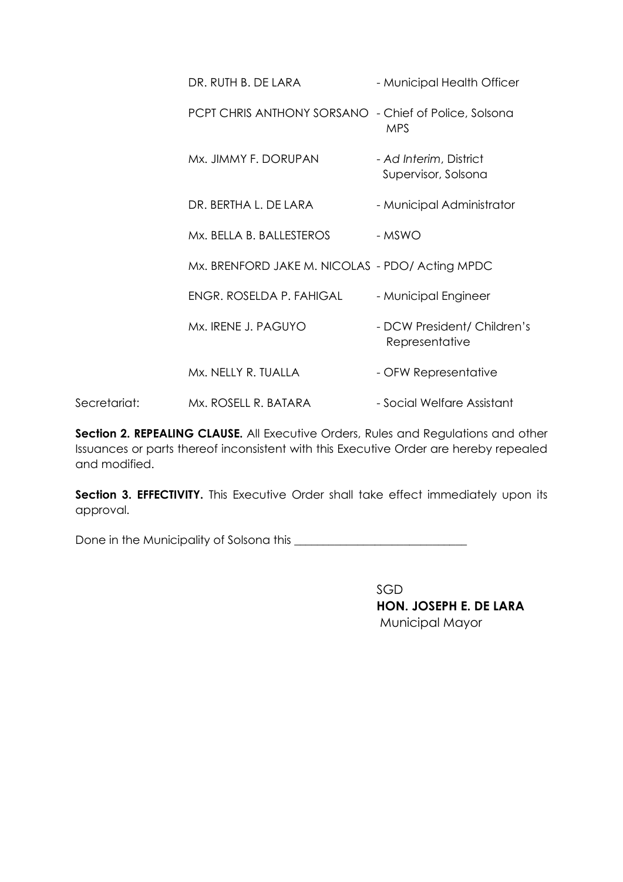| | | |
|---|---|---|
| | DR. RUTH B. DE LARA | - Municipal Health Officer |
| | PCPT CHRIS ANTHONY SORSANO | - Chief of Police, Solsona MPS |
| | Mx. JIMMY F. DORUPAN | - *Ad Interim*, District Supervisor, Solsona |
| | DR. BERTHA L. DE LARA | - Municipal Administrator |
| | Mx. BELLA B. BALLESTEROS | - MSWO |
| | Mx. BRENFORD JAKE M. NICOLAS | - PDO/ Acting MPDC |
| | ENGR. ROSELDA P. FAHIGAL | - Municipal Engineer |
| | Mx. IRENE J. PAGUYO | - DCW President/ Children's Representative |
| | Mx. NELLY R. TUALLA | - OFW Representative |
| Secretariat: | Mx. ROSELL R. BATARA | - Social Welfare Assistant |

**Section 2. REPEALING CLAUSE.** All Executive Orders, Rules and Regulations and other Issuances or parts thereof inconsistent with this Executive Order are hereby repealed and modified.

**Section 3. EFFECTIVITY.** This Executive Order shall take effect immediately upon its approval.

Done in the Municipality of Solsona this ______________________________

SGD
**HON. JOSEPH E. DE LARA**
Municipal Mayor